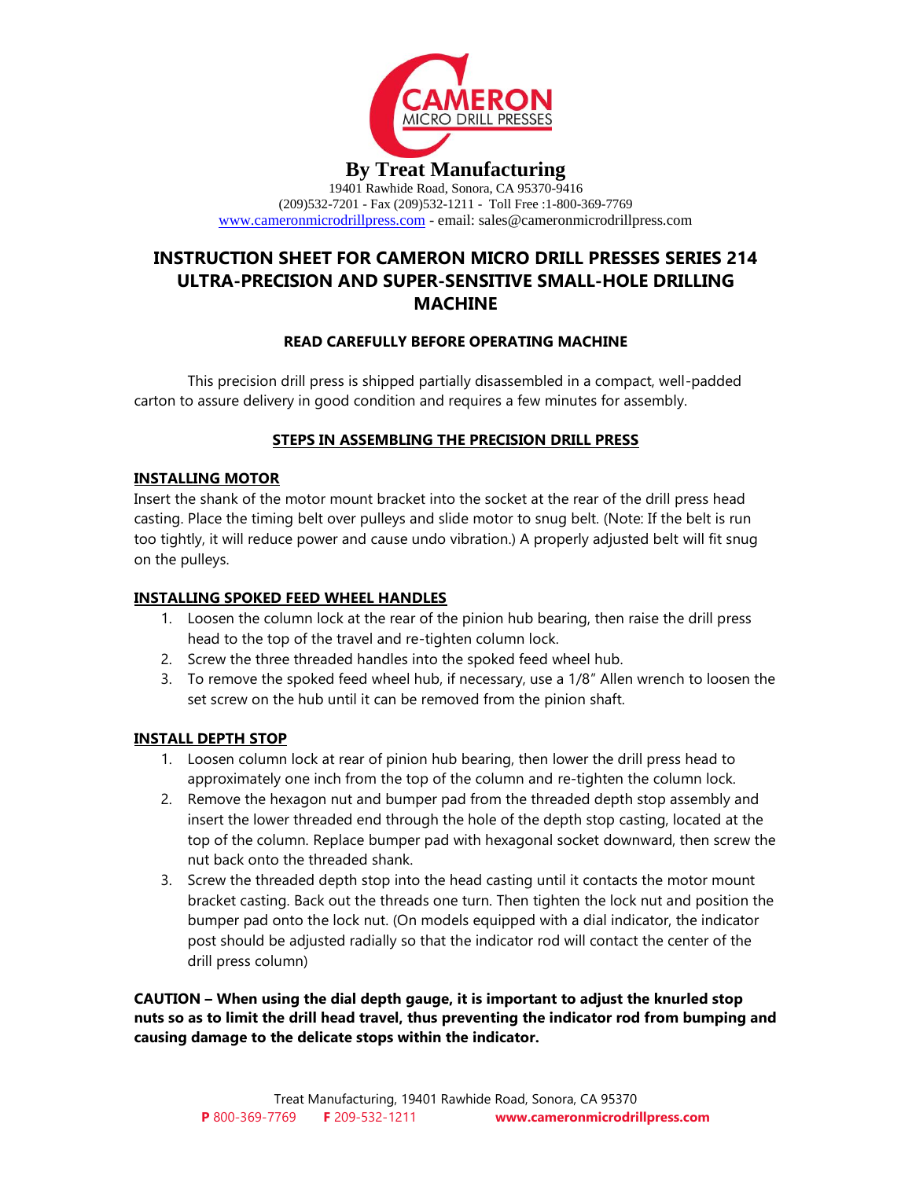CAMERON
MICRO DRILL PRESSES

**By Treat Manufacturing**

19401 Rawhide Road, Sonora, CA 95370-9416
(209)532-7201 - Fax (209)532-1211 - Toll Free :1-800-369-7769
www.cameronmicrodrillpress.com - email: sales@cameronmicrodrillpress.com

# INSTRUCTION SHEET FOR CAMERON MICRO DRILL PRESSES SERIES 214 ULTRA-PRECISION AND SUPER-SENSITIVE SMALL-HOLE DRILLING MACHINE

**READ CAREFULLY BEFORE OPERATING MACHINE**

This precision drill press is shipped partially disassembled in a compact, well-padded carton to assure delivery in good condition and requires a few minutes for assembly.

## STEPS IN ASSEMBLING THE PRECISION DRILL PRESS

### INSTALLING MOTOR

Insert the shank of the motor mount bracket into the socket at the rear of the drill press head casting. Place the timing belt over pulleys and slide motor to snug belt. (Note: If the belt is run too tightly, it will reduce power and cause undo vibration.) A properly adjusted belt will fit snug on the pulleys.

### INSTALLING SPOKED FEED WHEEL HANDLES

1. Loosen the column lock at the rear of the pinion hub bearing, then raise the drill press head to the top of the travel and re-tighten column lock.
2. Screw the three threaded handles into the spoked feed wheel hub.
3. To remove the spoked feed wheel hub, if necessary, use a 1/8" Allen wrench to loosen the set screw on the hub until it can be removed from the pinion shaft.

### INSTALL DEPTH STOP

1. Loosen column lock at rear of pinion hub bearing, then lower the drill press head to approximately one inch from the top of the column and re-tighten the column lock.
2. Remove the hexagon nut and bumper pad from the threaded depth stop assembly and insert the lower threaded end through the hole of the depth stop casting, located at the top of the column. Replace bumper pad with hexagonal socket downward, then screw the nut back onto the threaded shank.
3. Screw the threaded depth stop into the head casting until it contacts the motor mount bracket casting. Back out the threads one turn. Then tighten the lock nut and position the bumper pad onto the lock nut. (On models equipped with a dial indicator, the indicator post should be adjusted radially so that the indicator rod will contact the center of the drill press column)

**CAUTION – When using the dial depth gauge, it is important to adjust the knurled stop nuts so as to limit the drill head travel, thus preventing the indicator rod from bumping and causing damage to the delicate stops within the indicator.**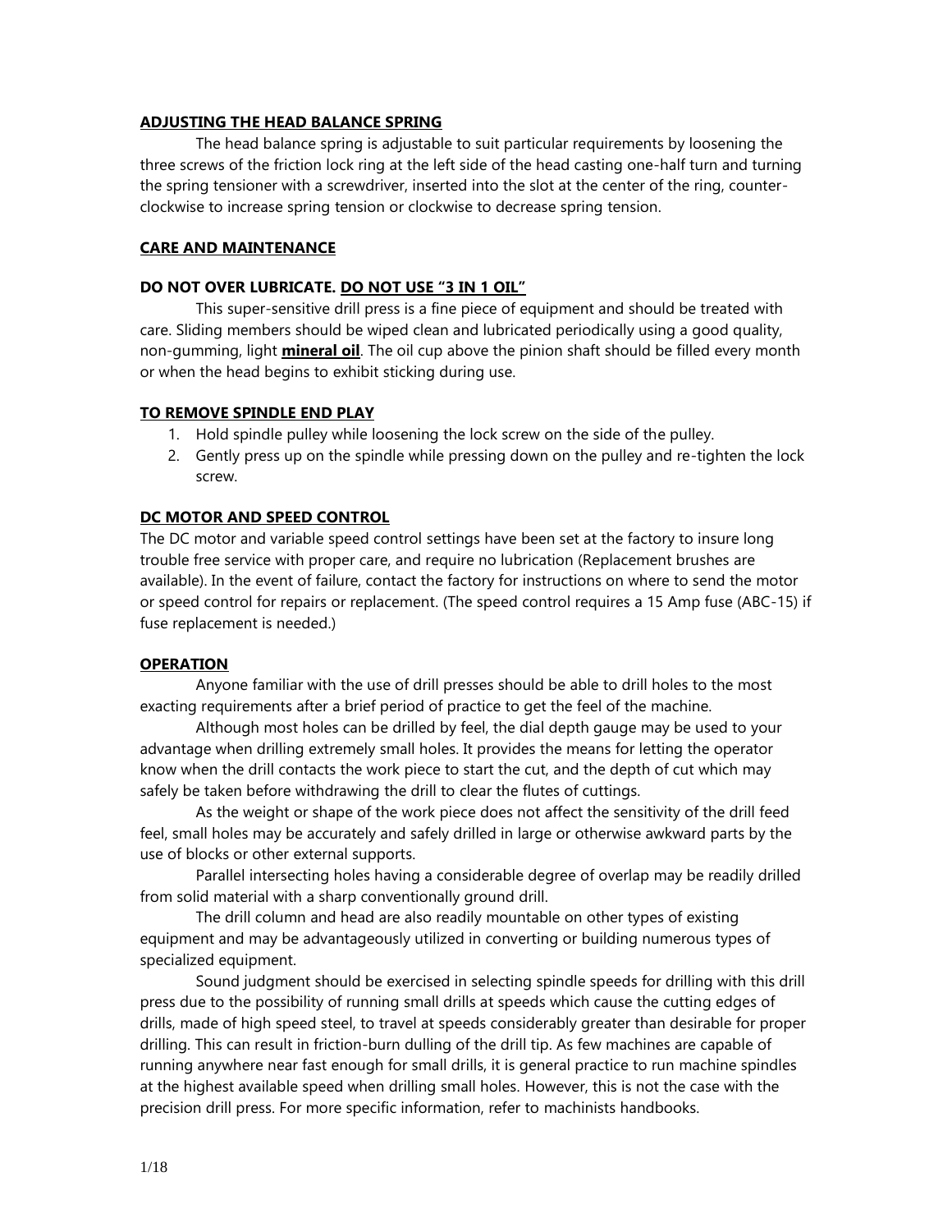**ADJUSTING THE HEAD BALANCE SPRING**

The head balance spring is adjustable to suit particular requirements by loosening the three screws of the friction lock ring at the left side of the head casting one-half turn and turning the spring tensioner with a screwdriver, inserted into the slot at the center of the ring, counter-clockwise to increase spring tension or clockwise to decrease spring tension.

**CARE AND MAINTENANCE**

**DO NOT OVER LUBRICATE. DO NOT USE "3 IN 1 OIL"**

This super-sensitive drill press is a fine piece of equipment and should be treated with care. Sliding members should be wiped clean and lubricated periodically using a good quality, non-gumming, light **mineral oil**. The oil cup above the pinion shaft should be filled every month or when the head begins to exhibit sticking during use.

**TO REMOVE SPINDLE END PLAY**

1. Hold spindle pulley while loosening the lock screw on the side of the pulley.
2. Gently press up on the spindle while pressing down on the pulley and re-tighten the lock screw.

**DC MOTOR AND SPEED CONTROL**

The DC motor and variable speed control settings have been set at the factory to insure long trouble free service with proper care, and require no lubrication (Replacement brushes are available). In the event of failure, contact the factory for instructions on where to send the motor or speed control for repairs or replacement. (The speed control requires a 15 Amp fuse (ABC-15) if fuse replacement is needed.)

**OPERATION**

Anyone familiar with the use of drill presses should be able to drill holes to the most exacting requirements after a brief period of practice to get the feel of the machine.

Although most holes can be drilled by feel, the dial depth gauge may be used to your advantage when drilling extremely small holes. It provides the means for letting the operator know when the drill contacts the work piece to start the cut, and the depth of cut which may safely be taken before withdrawing the drill to clear the flutes of cuttings.

As the weight or shape of the work piece does not affect the sensitivity of the drill feed feel, small holes may be accurately and safely drilled in large or otherwise awkward parts by the use of blocks or other external supports.

Parallel intersecting holes having a considerable degree of overlap may be readily drilled from solid material with a sharp conventionally ground drill.

The drill column and head are also readily mountable on other types of existing equipment and may be advantageously utilized in converting or building numerous types of specialized equipment.

Sound judgment should be exercised in selecting spindle speeds for drilling with this drill press due to the possibility of running small drills at speeds which cause the cutting edges of drills, made of high speed steel, to travel at speeds considerably greater than desirable for proper drilling. This can result in friction-burn dulling of the drill tip. As few machines are capable of running anywhere near fast enough for small drills, it is general practice to run machine spindles at the highest available speed when drilling small holes. However, this is not the case with the precision drill press. For more specific information, refer to machinists handbooks.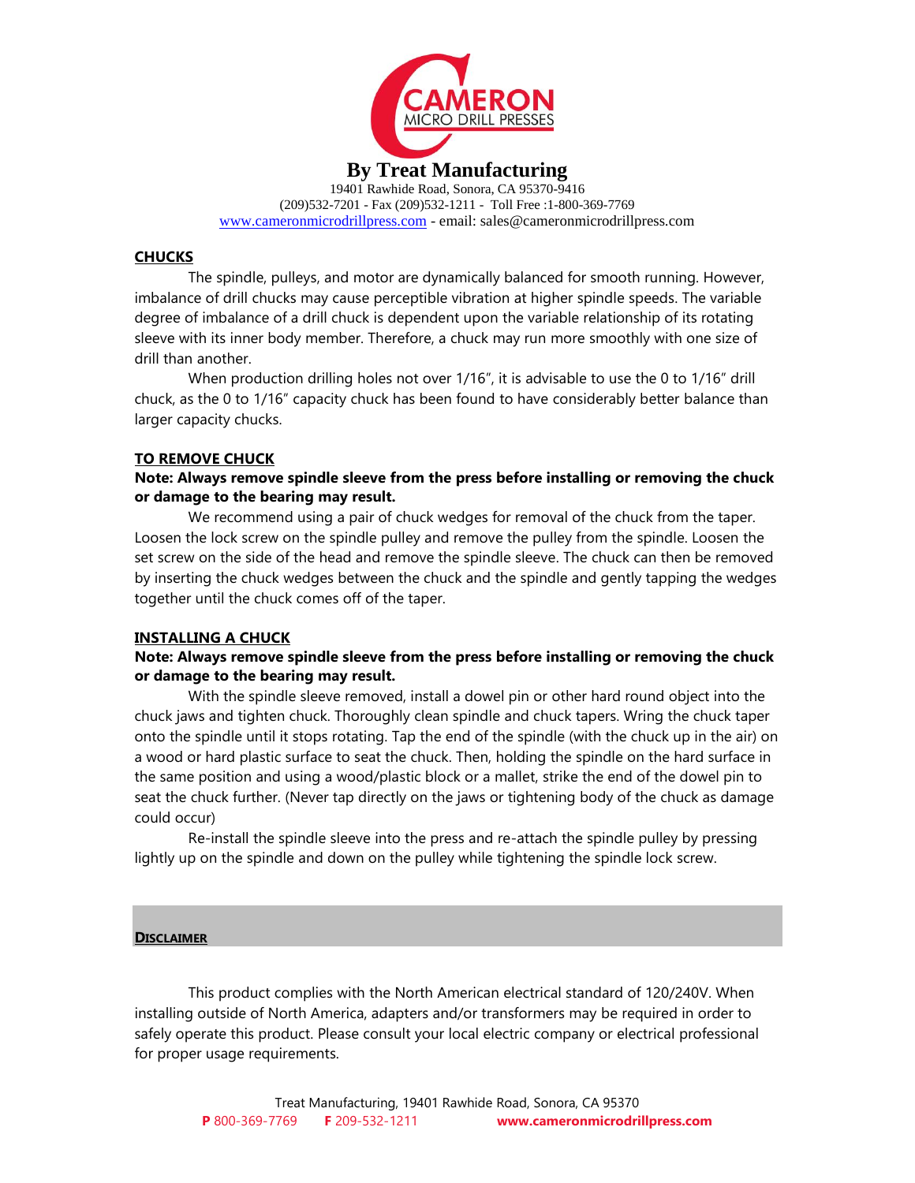**By Treat Manufacturing**

19401 Rawhide Road, Sonora, CA 95370-9416
(209)532-7201 - Fax (209)532-1211 - Toll Free :1-800-369-7769
www.cameronmicrodrillpress.com - email: sales@cameronmicrodrillpress.com

## CHUCKS

The spindle, pulleys, and motor are dynamically balanced for smooth running. However, imbalance of drill chucks may cause perceptible vibration at higher spindle speeds. The variable degree of imbalance of a drill chuck is dependent upon the variable relationship of its rotating sleeve with its inner body member. Therefore, a chuck may run more smoothly with one size of drill than another.

When production drilling holes not over 1/16", it is advisable to use the 0 to 1/16" drill chuck, as the 0 to 1/16" capacity chuck has been found to have considerably better balance than larger capacity chucks.

## TO REMOVE CHUCK

**Note: Always remove spindle sleeve from the press before installing or removing the chuck or damage to the bearing may result.**

We recommend using a pair of chuck wedges for removal of the chuck from the taper. Loosen the lock screw on the spindle pulley and remove the pulley from the spindle. Loosen the set screw on the side of the head and remove the spindle sleeve. The chuck can then be removed by inserting the chuck wedges between the chuck and the spindle and gently tapping the wedges together until the chuck comes off of the taper.

## INSTALLING A CHUCK

**Note: Always remove spindle sleeve from the press before installing or removing the chuck or damage to the bearing may result.**

With the spindle sleeve removed, install a dowel pin or other hard round object into the chuck jaws and tighten chuck. Thoroughly clean spindle and chuck tapers. Wring the chuck taper onto the spindle until it stops rotating. Tap the end of the spindle (with the chuck up in the air) on a wood or hard plastic surface to seat the chuck. Then, holding the spindle on the hard surface in the same position and using a wood/plastic block or a mallet, strike the end of the dowel pin to seat the chuck further. (Never tap directly on the jaws or tightening body of the chuck as damage could occur)

Re-install the spindle sleeve into the press and re-attach the spindle pulley by pressing lightly up on the spindle and down on the pulley while tightening the spindle lock screw.

## DISCLAIMER

This product complies with the North American electrical standard of 120/240V. When installing outside of North America, adapters and/or transformers may be required in order to safely operate this product. Please consult your local electric company or electrical professional for proper usage requirements.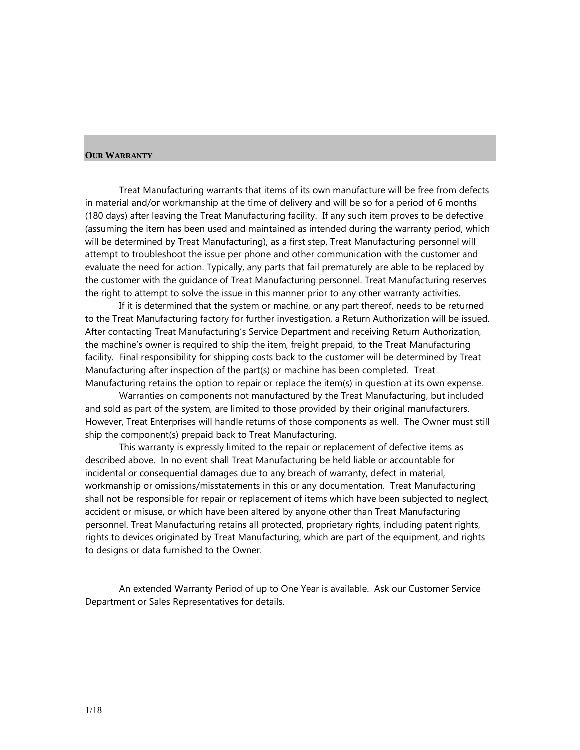## **Our Warranty**

Treat Manufacturing warrants that items of its own manufacture will be free from defects in material and/or workmanship at the time of delivery and will be so for a period of 6 months (180 days) after leaving the Treat Manufacturing facility. If any such item proves to be defective (assuming the item has been used and maintained as intended during the warranty period, which will be determined by Treat Manufacturing), as a first step, Treat Manufacturing personnel will attempt to troubleshoot the issue per phone and other communication with the customer and evaluate the need for action. Typically, any parts that fail prematurely are able to be replaced by the customer with the guidance of Treat Manufacturing personnel. Treat Manufacturing reserves the right to attempt to solve the issue in this manner prior to any other warranty activities.

If it is determined that the system or machine, or any part thereof, needs to be returned to the Treat Manufacturing factory for further investigation, a Return Authorization will be issued. After contacting Treat Manufacturing's Service Department and receiving Return Authorization, the machine's owner is required to ship the item, freight prepaid, to the Treat Manufacturing facility. Final responsibility for shipping costs back to the customer will be determined by Treat Manufacturing after inspection of the part(s) or machine has been completed. Treat Manufacturing retains the option to repair or replace the item(s) in question at its own expense.

Warranties on components not manufactured by the Treat Manufacturing, but included and sold as part of the system, are limited to those provided by their original manufacturers. However, Treat Enterprises will handle returns of those components as well. The Owner must still ship the component(s) prepaid back to Treat Manufacturing.

This warranty is expressly limited to the repair or replacement of defective items as described above. In no event shall Treat Manufacturing be held liable or accountable for incidental or consequential damages due to any breach of warranty, defect in material, workmanship or omissions/misstatements in this or any documentation. Treat Manufacturing shall not be responsible for repair or replacement of items which have been subjected to neglect, accident or misuse, or which have been altered by anyone other than Treat Manufacturing personnel. Treat Manufacturing retains all protected, proprietary rights, including patent rights, rights to devices originated by Treat Manufacturing, which are part of the equipment, and rights to designs or data furnished to the Owner.

An extended Warranty Period of up to One Year is available. Ask our Customer Service Department or Sales Representatives for details.